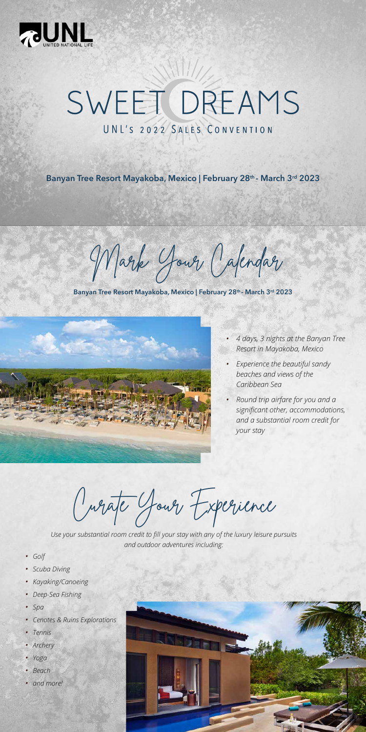UNL UNITED NATIONAL LIFE

# SWEET DREAMS

## UNL's 2022 Sales Convention

**Banyan Tree Resort Mayakoba, Mexico | February 28th - March 3rd 2023**

## Mark Your Calendar

**Banyan Tree Resort Mayakoba, Mexico | February 28th - March 3rd 2023**

- *4 days, 3 nights at the Banyan Tree Resort in Mayakoba, Mexico*
- *Experience the beautiful sandy beaches and views of the Caribbean Sea*
- *Round trip airfare for you and a significant other, accommodations, and a substantial room credit for your stay*

## Curate Your Experience

*Use your substantial room credit to fill your stay with any of the luxury leisure pursuits and outdoor adventures including:*

- *Golf*
- *Scuba Diving*
- *Kayaking/Canoeing*
- *Deep-Sea Fishing*
- *Spa*
- *Cenotes & Ruins Explorations*
- *Tennis*
- *Archery*
- *Yoga*
- *Beach*
- *and more!*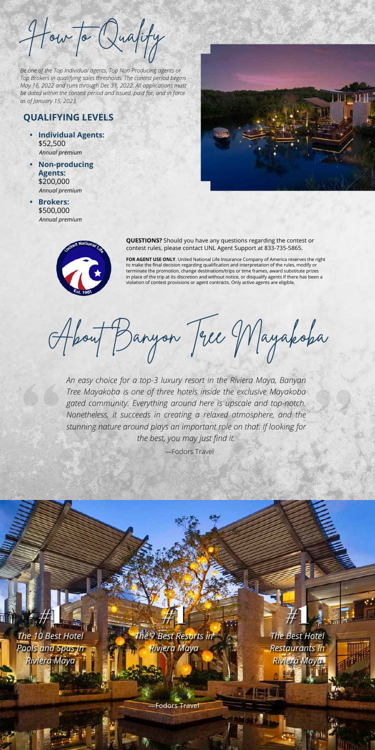# How to Qualify

*Be one of the Top Individual agents, Top Non-Producing agents or Top Brokers in qualifying sales thresholds. The contest period begins May 16, 2022 and runs through Dec 31, 2022. All applications must be dated within the contest period and issued, paid for, and in force as of January 15, 2023.*

## QUALIFYING LEVELS

- **Individual Agents:** $52,500 *Annual premium*
- **Non-producing Agents:** $200,000 *Annual premium*
- **Brokers:** $500,000 *Annual premium*

**QUESTIONS?** Should you have any questions regarding the contest or contest rules, please contact UNL Agent Support at 833-735-5865.

**FOR AGENT USE ONLY**. United National Life Insurance Company of America reserves the right to make the final decision regarding qualification and interpretation of the rules, modify or terminate the promotion, change destinations/trips or time frames, award substitute prizes in place of the trip at its discretion and without notice, or disqualify agents if there has been a violation of contest provisions or agent contracts. Only active agents are eligible.

# About Banyon Tree Mayakoba

*An easy choice for a top-3 luxury resort in the Riviera Maya, Banyan Tree Mayakoba is one of three hotels inside the exclusive Mayakoba gated community. Everything around here is upscale and top-notch. Nonetheless, it succeeds in creating a relaxed atmosphere, and the stunning nature around plays an important role on that. If looking for the best, you may just find it.*

—Fodors Travel

**#1** *The 10 Best Hotel Pools and Spas in Riviera Maya*

**#1** *The 7 Best Resorts in Riviera Maya*

**#1** *The Best Hotel Restaurants in Riviera Maya*

—Fodors Travel